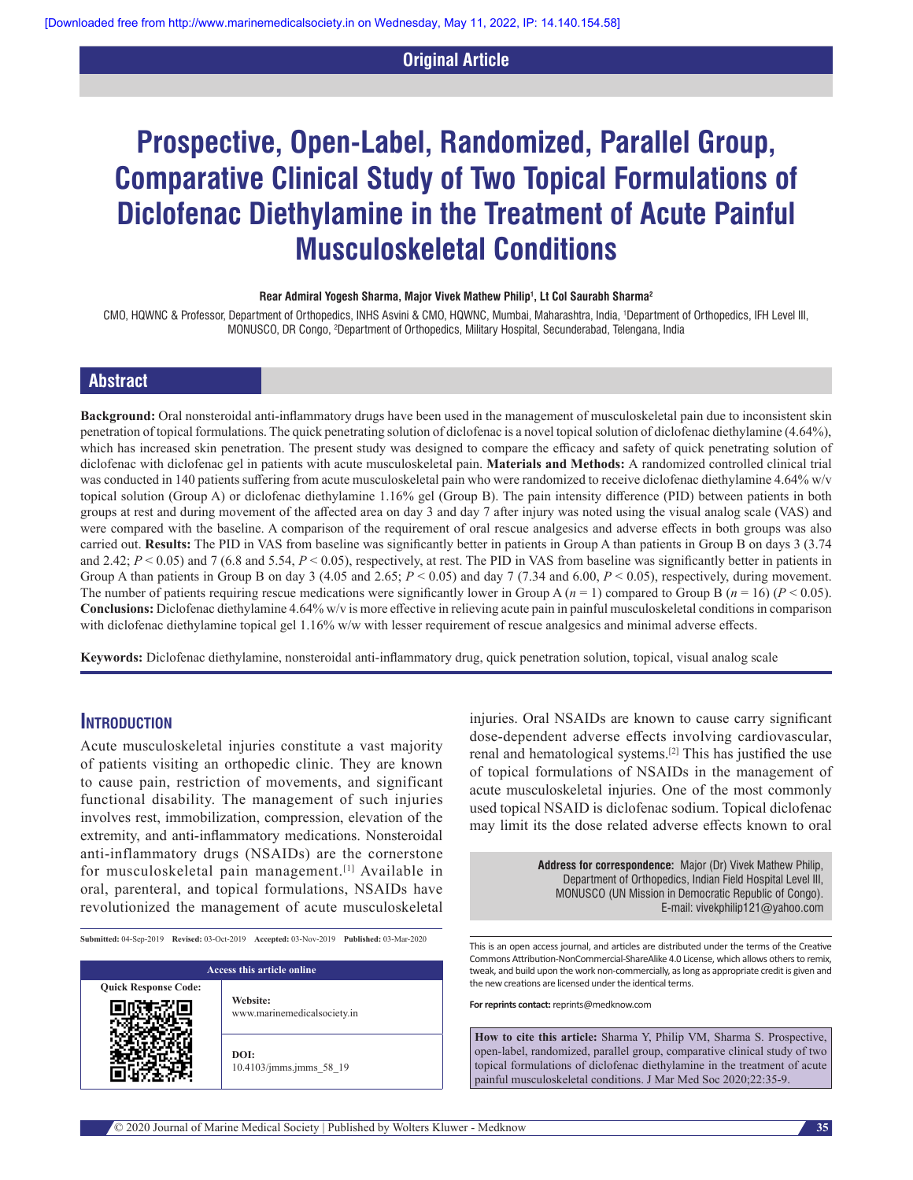Original Article

# Prospective, Open-Label, Randomized, Parallel Group, Comparative Clinical Study of Two Topical Formulations of Diclofenac Diethylamine in the Treatment of Acute Painful Musculoskeletal Conditions

**Rear Admiral Yogesh Sharma, Major Vivek Mathew Philip[1], Lt Col Saurabh Sharma[2]**

CMO, HQWNC & Professor, Department of Orthopedics, INHS Asvini & CMO, HQWNC, Mumbai, Maharashtra, India, [1]Department of Orthopedics, IFH Level III, MONUSCO, DR Congo, [2]Department of Orthopedics, Military Hospital, Secunderabad, Telengana, India

## Abstract

**Background:** Oral nonsteroidal anti-inflammatory drugs have been used in the management of musculoskeletal pain due to inconsistent skin penetration of topical formulations. The quick penetrating solution of diclofenac is a novel topical solution of diclofenac diethylamine (4.64%), which has increased skin penetration. The present study was designed to compare the efficacy and safety of quick penetrating solution of diclofenac with diclofenac gel in patients with acute musculoskeletal pain. **Materials and Methods:** A randomized controlled clinical trial was conducted in 140 patients suffering from acute musculoskeletal pain who were randomized to receive diclofenac diethylamine 4.64% w/v topical solution (Group A) or diclofenac diethylamine 1.16% gel (Group B). The pain intensity difference (PID) between patients in both groups at rest and during movement of the affected area on day 3 and day 7 after injury was noted using the visual analog scale (VAS) and were compared with the baseline. A comparison of the requirement of oral rescue analgesics and adverse effects in both groups was also carried out. **Results:** The PID in VAS from baseline was significantly better in patients in Group A than patients in Group B on days 3 (3.74 and 2.42; $P < 0.05$) and 7 (6.8 and 5.54, $P < 0.05$), respectively, at rest. The PID in VAS from baseline was significantly better in patients in Group A than patients in Group B on day 3 (4.05 and 2.65; $P < 0.05$) and day 7 (7.34 and 6.00, $P < 0.05$), respectively, during movement. The number of patients requiring rescue medications were significantly lower in Group A ($n = 1$) compared to Group B ($n = 16$) ($P < 0.05$). **Conclusions:** Diclofenac diethylamine 4.64% w/v is more effective in relieving acute pain in painful musculoskeletal conditions in comparison with diclofenac diethylamine topical gel 1.16% w/w with lesser requirement of rescue analgesics and minimal adverse effects.

**Keywords:** Diclofenac diethylamine, nonsteroidal anti-inflammatory drug, quick penetration solution, topical, visual analog scale

## Introduction

Acute musculoskeletal injuries constitute a vast majority of patients visiting an orthopedic clinic. They are known to cause pain, restriction of movements, and significant functional disability. The management of such injuries involves rest, immobilization, compression, elevation of the extremity, and anti-inflammatory medications. Nonsteroidal anti-inflammatory drugs (NSAIDs) are the cornerstone for musculoskeletal pain management.[1] Available in oral, parenteral, and topical formulations, NSAIDs have revolutionized the management of acute musculoskeletal injuries. Oral NSAIDs are known to cause carry significant dose-dependent adverse effects involving cardiovascular, renal and hematological systems.[2] This has justified the use of topical formulations of NSAIDs in the management of acute musculoskeletal injuries. One of the most commonly used topical NSAID is diclofenac sodium. Topical diclofenac may limit its the dose related adverse effects known to oral

**Submitted:** 04-Sep-2019 **Revised:** 03-Oct-2019 **Accepted:** 03-Nov-2019 **Published:** 03-Mar-2020

| Access this article online | |
|---|---|
| Quick Response Code: | **Website:** www.marinemedicalsociety.in |
| | **DOI:** 10.4103/jmms.jmms_58_19 |

**Address for correspondence:** Major (Dr) Vivek Mathew Philip, Department of Orthopedics, Indian Field Hospital Level III, MONUSCO (UN Mission in Democratic Republic of Congo). E-mail: vivekphilip121@yahoo.com

This is an open access journal, and articles are distributed under the terms of the Creative Commons Attribution-NonCommercial-ShareAlike 4.0 License, which allows others to remix, tweak, and build upon the work non-commercially, as long as appropriate credit is given and the new creations are licensed under the identical terms.

**For reprints contact:** reprints@medknow.com

**How to cite this article:** Sharma Y, Philip VM, Sharma S. Prospective, open-label, randomized, parallel group, comparative clinical study of two topical formulations of diclofenac diethylamine in the treatment of acute painful musculoskeletal conditions. J Mar Med Soc 2020;22:35-9.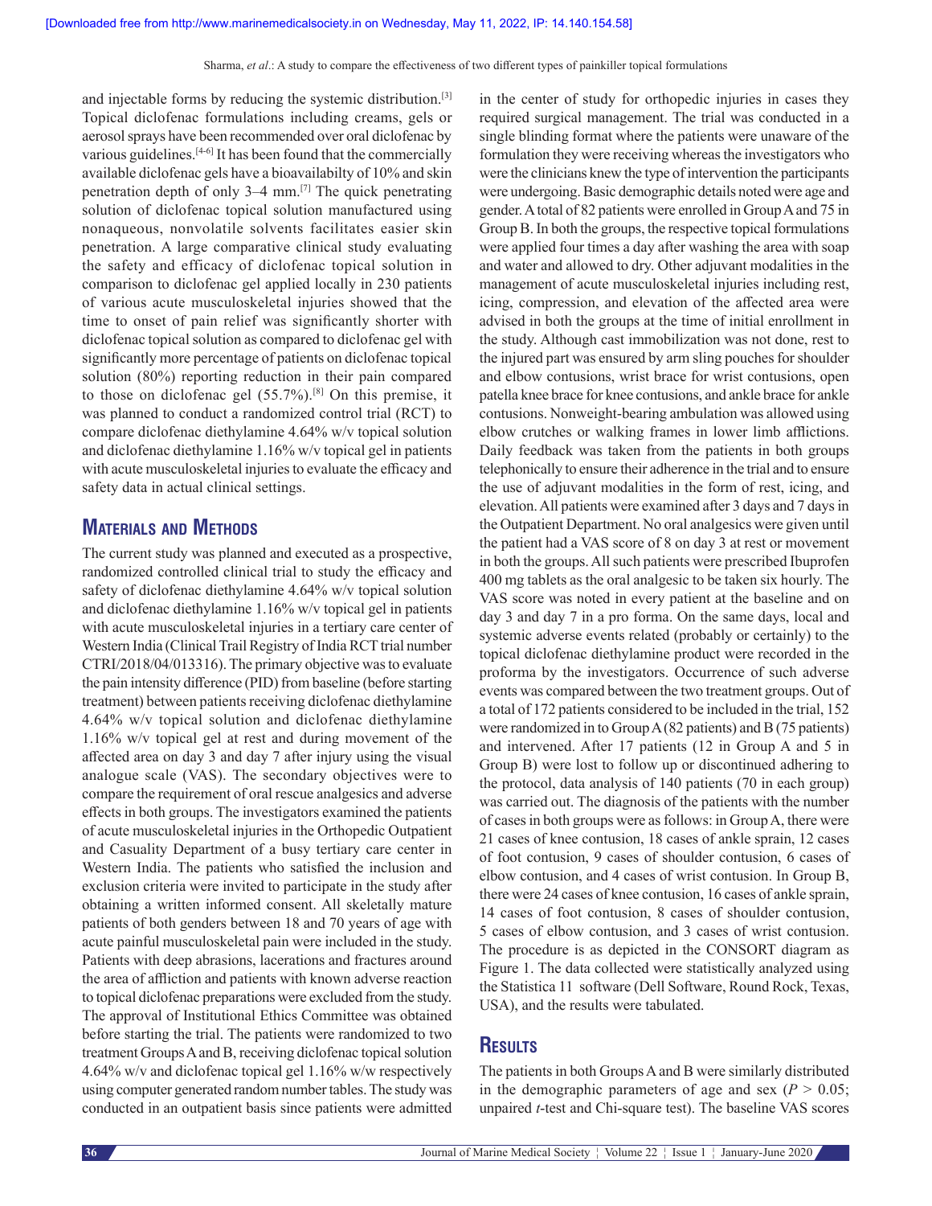and injectable forms by reducing the systemic distribution.[3] Topical diclofenac formulations including creams, gels or aerosol sprays have been recommended over oral diclofenac by various guidelines.[4-6] It has been found that the commercially available diclofenac gels have a bioavailabilty of 10% and skin penetration depth of only 3–4 mm.[7] The quick penetrating solution of diclofenac topical solution manufactured using nonaqueous, nonvolatile solvents facilitates easier skin penetration. A large comparative clinical study evaluating the safety and efficacy of diclofenac topical solution in comparison to diclofenac gel applied locally in 230 patients of various acute musculoskeletal injuries showed that the time to onset of pain relief was significantly shorter with diclofenac topical solution as compared to diclofenac gel with significantly more percentage of patients on diclofenac topical solution (80%) reporting reduction in their pain compared to those on diclofenac gel (55.7%).[8] On this premise, it was planned to conduct a randomized control trial (RCT) to compare diclofenac diethylamine 4.64% w/v topical solution and diclofenac diethylamine 1.16% w/v topical gel in patients with acute musculoskeletal injuries to evaluate the efficacy and safety data in actual clinical settings.

## Materials and Methods

The current study was planned and executed as a prospective, randomized controlled clinical trial to study the efficacy and safety of diclofenac diethylamine 4.64% w/v topical solution and diclofenac diethylamine 1.16% w/v topical gel in patients with acute musculoskeletal injuries in a tertiary care center of Western India (Clinical Trail Registry of India RCT trial number CTRI/2018/04/013316). The primary objective was to evaluate the pain intensity difference (PID) from baseline (before starting treatment) between patients receiving diclofenac diethylamine 4.64% w/v topical solution and diclofenac diethylamine 1.16% w/v topical gel at rest and during movement of the affected area on day 3 and day 7 after injury using the visual analogue scale (VAS). The secondary objectives were to compare the requirement of oral rescue analgesics and adverse effects in both groups. The investigators examined the patients of acute musculoskeletal injuries in the Orthopedic Outpatient and Casuality Department of a busy tertiary care center in Western India. The patients who satisfied the inclusion and exclusion criteria were invited to participate in the study after obtaining a written informed consent. All skeletally mature patients of both genders between 18 and 70 years of age with acute painful musculoskeletal pain were included in the study. Patients with deep abrasions, lacerations and fractures around the area of affliction and patients with known adverse reaction to topical diclofenac preparations were excluded from the study. The approval of Institutional Ethics Committee was obtained before starting the trial. The patients were randomized to two treatment Groups A and B, receiving diclofenac topical solution 4.64% w/v and diclofenac topical gel 1.16% w/w respectively using computer generated random number tables. The study was conducted in an outpatient basis since patients were admitted in the center of study for orthopedic injuries in cases they required surgical management. The trial was conducted in a single blinding format where the patients were unaware of the formulation they were receiving whereas the investigators who were the clinicians knew the type of intervention the participants were undergoing. Basic demographic details noted were age and gender. A total of 82 patients were enrolled in Group A and 75 in Group B. In both the groups, the respective topical formulations were applied four times a day after washing the area with soap and water and allowed to dry. Other adjuvant modalities in the management of acute musculoskeletal injuries including rest, icing, compression, and elevation of the affected area were advised in both the groups at the time of initial enrollment in the study. Although cast immobilization was not done, rest to the injured part was ensured by arm sling pouches for shoulder and elbow contusions, wrist brace for wrist contusions, open patella knee brace for knee contusions, and ankle brace for ankle contusions. Nonweight-bearing ambulation was allowed using elbow crutches or walking frames in lower limb afflictions. Daily feedback was taken from the patients in both groups telephonically to ensure their adherence in the trial and to ensure the use of adjuvant modalities in the form of rest, icing, and elevation. All patients were examined after 3 days and 7 days in the Outpatient Department. No oral analgesics were given until the patient had a VAS score of 8 on day 3 at rest or movement in both the groups. All such patients were prescribed Ibuprofen 400 mg tablets as the oral analgesic to be taken six hourly. The VAS score was noted in every patient at the baseline and on day 3 and day 7 in a pro forma. On the same days, local and systemic adverse events related (probably or certainly) to the topical diclofenac diethylamine product were recorded in the proforma by the investigators. Occurrence of such adverse events was compared between the two treatment groups. Out of a total of 172 patients considered to be included in the trial, 152 were randomized in to Group A (82 patients) and B (75 patients) and intervened. After 17 patients (12 in Group A and 5 in Group B) were lost to follow up or discontinued adhering to the protocol, data analysis of 140 patients (70 in each group) was carried out. The diagnosis of the patients with the number of cases in both groups were as follows: in Group A, there were 21 cases of knee contusion, 18 cases of ankle sprain, 12 cases of foot contusion, 9 cases of shoulder contusion, 6 cases of elbow contusion, and 4 cases of wrist contusion. In Group B, there were 24 cases of knee contusion, 16 cases of ankle sprain, 14 cases of foot contusion, 8 cases of shoulder contusion, 5 cases of elbow contusion, and 3 cases of wrist contusion. The procedure is as depicted in the CONSORT diagram as Figure 1. The data collected were statistically analyzed using the Statistica 11 software (Dell Software, Round Rock, Texas, USA), and the results were tabulated.

## Results

The patients in both Groups A and B were similarly distributed in the demographic parameters of age and sex ($P > 0.05$; unpaired *t*-test and Chi-square test). The baseline VAS scores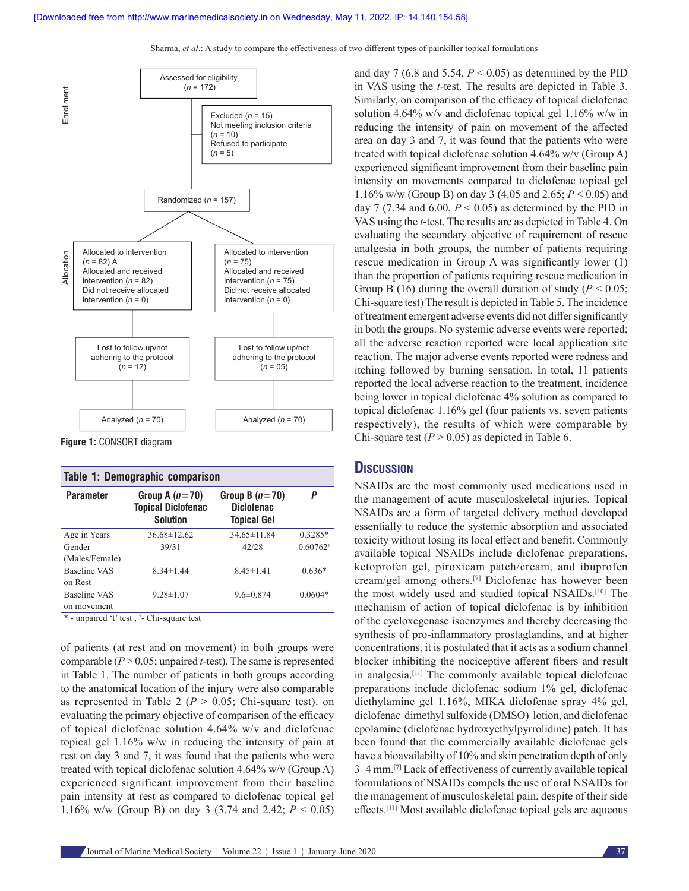Enrollment

Assessed for eligibility
(n = 172)

Excluded (n = 15)
Not meeting inclusion criteria
(n = 10)
Refused to participate
(n = 5)

Randomized (n = 157)

Allocation

Allocated to intervention
(n = 82) A
Allocated and received
intervention (n = 82)
Did not receive allocated
intervention (n = 0)

Allocated to intervention
(n = 75)
Allocated and received
intervention (n = 75)
Did not receive allocated
intervention (n = 0)

Lost to follow up/not
adhering to the protocol
(n = 12)

Lost to follow up/not
adhering to the protocol
(n = 05)

Analyzed (n = 70)

Analyzed (n = 70)

**Figure 1:** CONSORT diagram

**Table 1: Demographic comparison**

| Parameter | Group A (n=70) Topical Diclofenac Solution | Group B (n=70) Diclofenac Topical Gel | P |
|---|---|---|---|
| Age in Years | 36.68±12.62 | 34.65±11.84 | 0.3285* |
| Gender (Males/Female) | 39/31 | 42/28 | 0.60762† |
| Baseline VAS on Rest | 8.34±1.44 | 8.45±1.41 | 0.636* |
| Baseline VAS on movement | 9.28±1.07 | 9.6±0.874 | 0.0604* |

\* - unpaired 't' test , † - Chi-square test

of patients (at rest and on movement) in both groups were comparable ($P > 0.05$; unpaired *t*-test). The same is represented in Table 1. The number of patients in both groups according to the anatomical location of the injury were also comparable as represented in Table 2 ($P > 0.05$; Chi-square test). on evaluating the primary objective of comparison of the efficacy of topical diclofenac solution 4.64% w/v and diclofenac topical gel 1.16% w/w in reducing the intensity of pain at rest on day 3 and 7, it was found that the patients who were treated with topical diclofenac solution 4.64% w/v (Group A) experienced significant improvement from their baseline pain intensity at rest as compared to diclofenac topical gel 1.16% w/w (Group B) on day 3 (3.74 and 2.42; $P < 0.05$) and day 7 (6.8 and 5.54, $P < 0.05$) as determined by the PID in VAS using the *t*-test. The results are depicted in Table 3. Similarly, on comparison of the efficacy of topical diclofenac solution 4.64% w/v and diclofenac topical gel 1.16% w/w in reducing the intensity of pain on movement of the affected area on day 3 and 7, it was found that the patients who were treated with topical diclofenac solution 4.64% w/v (Group A) experienced significant improvement from their baseline pain intensity on movements compared to diclofenac topical gel 1.16% w/w (Group B) on day 3 (4.05 and 2.65; $P < 0.05$) and day 7 (7.34 and 6.00, $P < 0.05$) as determined by the PID in VAS using the *t*-test. The results are as depicted in Table 4. On evaluating the secondary objective of requirement of rescue analgesia in both groups, the number of patients requiring rescue medication in Group A was significantly lower (1) than the proportion of patients requiring rescue medication in Group B (16) during the overall duration of study ($P < 0.05$; Chi-square test) The result is depicted in Table 5. The incidence of treatment emergent adverse events did not differ significantly in both the groups. No systemic adverse events were reported; all the adverse reaction reported were local application site reaction. The major adverse events reported were redness and itching followed by burning sensation. In total, 11 patients reported the local adverse reaction to the treatment, incidence being lower in topical diclofenac 4% solution as compared to topical diclofenac 1.16% gel (four patients vs. seven patients respectively), the results of which were comparable by Chi-square test ($P > 0.05$) as depicted in Table 6.

## Discussion

NSAIDs are the most commonly used medications used in the management of acute musculoskeletal injuries. Topical NSAIDs are a form of targeted delivery method developed essentially to reduce the systemic absorption and associated toxicity without losing its local effect and benefit. Commonly available topical NSAIDs include diclofenac preparations, ketoprofen gel, piroxicam patch/cream, and ibuprofen cream/gel among others.[9] Diclofenac has however been the most widely used and studied topical NSAIDs.[10] The mechanism of action of topical diclofenac is by inhibition of the cycloxegenase isoenzymes and thereby decreasing the synthesis of pro-inflammatory prostaglandins, and at higher concentrations, it is postulated that it acts as a sodium channel blocker inhibiting the nociceptive afferent fibers and result in analgesia.[11] The commonly available topical diclofenac preparations include diclofenac sodium 1% gel, diclofenac diethylamine gel 1.16%, MIKA diclofenac spray 4% gel, diclofenac dimethyl sulfoxide (DMSO) lotion, and diclofenac epolamine (diclofenac hydroxyethylpyrrolidine) patch. It has been found that the commercially available diclofenac gels have a bioavailabilty of 10% and skin penetration depth of only 3–4 mm.[7] Lack of effectiveness of currently available topical formulations of NSAIDs compels the use of oral NSAIDs for the management of musculoskeletal pain, despite of their side effects.[11] Most available diclofenac topical gels are aqueous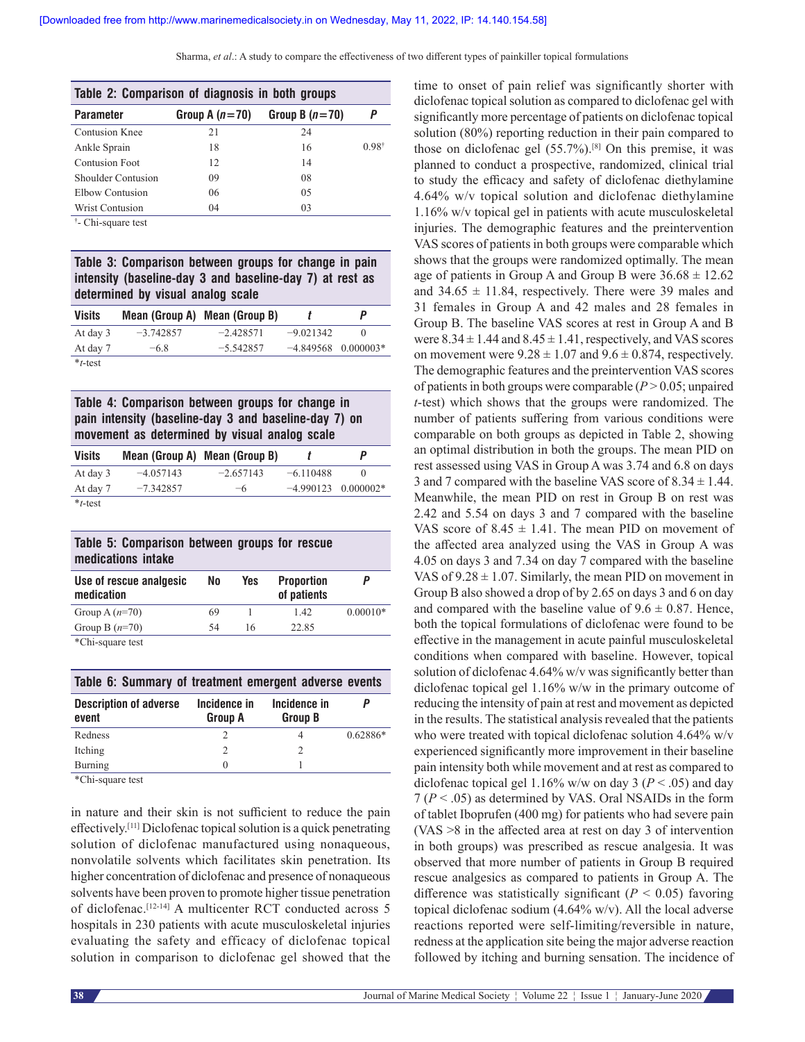**Table 2: Comparison of diagnosis in both groups**

| Parameter | Group A ($n$=70) | Group B ($n$=70) | P |
|---|---|---|---|
| Contusion Knee | 21 | 24 | |
| Ankle Sprain | 18 | 16 | 0.98† |
| Contusion Foot | 12 | 14 | |
| Shoulder Contusion | 09 | 08 | |
| Elbow Contusion | 06 | 05 | |
| Wrist Contusion | 04 | 03 | |

†- Chi-square test

**Table 3: Comparison between groups for change in pain intensity (baseline-day 3 and baseline-day 7) at rest as determined by visual analog scale**

| Visits | Mean (Group A) | Mean (Group B) | t | P |
|---|---|---|---|---|
| At day 3 | −3.742857 | −2.428571 | −9.021342 | 0 |
| At day 7 | −6.8 | −5.542857 | −4.849568 | 0.000003* |

**t*-test

**Table 4: Comparison between groups for change in pain intensity (baseline-day 3 and baseline-day 7) on movement as determined by visual analog scale**

| Visits | Mean (Group A) | Mean (Group B) | t | P |
|---|---|---|---|---|
| At day 3 | −4.057143 | −2.657143 | −6.110488 | 0 |
| At day 7 | −7.342857 | −6 | −4.990123 | 0.000002* |

**t*-test

**Table 5: Comparison between groups for rescue medications intake**

| Use of rescue analgesic medication | No | Yes | Proportion of patients | P |
|---|---|---|---|---|
| Group A ($n$=70) | 69 | 1 | 1.42 | 0.00010* |
| Group B ($n$=70) | 54 | 16 | 22.85 | |

*Chi-square test

**Table 6: Summary of treatment emergent adverse events**

| Description of adverse event | Incidence in Group A | Incidence in Group B | P |
|---|---|---|---|
| Redness | 2 | 4 | 0.62886* |
| Itching | 2 | 2 | |
| Burning | 0 | 1 | |

*Chi-square test

in nature and their skin is not sufficient to reduce the pain effectively.[11] Diclofenac topical solution is a quick penetrating solution of diclofenac manufactured using nonaqueous, nonvolatile solvents which facilitates skin penetration. Its higher concentration of diclofenac and presence of nonaqueous solvents have been proven to promote higher tissue penetration of diclofenac.[12-14] A multicenter RCT conducted across 5 hospitals in 230 patients with acute musculoskeletal injuries evaluating the safety and efficacy of diclofenac topical solution in comparison to diclofenac gel showed that the time to onset of pain relief was significantly shorter with diclofenac topical solution as compared to diclofenac gel with significantly more percentage of patients on diclofenac topical solution (80%) reporting reduction in their pain compared to those on diclofenac gel (55.7%).[8] On this premise, it was planned to conduct a prospective, randomized, clinical trial to study the efficacy and safety of diclofenac diethylamine 4.64% w/v topical solution and diclofenac diethylamine 1.16% w/v topical gel in patients with acute musculoskeletal injuries. The demographic features and the preintervention VAS scores of patients in both groups were comparable which shows that the groups were randomized optimally. The mean age of patients in Group A and Group B were 36.68 ± 12.62 and 34.65 ± 11.84, respectively. There were 39 males and 31 females in Group A and 42 males and 28 females in Group B. The baseline VAS scores at rest in Group A and B were 8.34 ± 1.44 and 8.45 ± 1.41, respectively, and VAS scores on movement were 9.28 ± 1.07 and 9.6 ± 0.874, respectively. The demographic features and the preintervention VAS scores of patients in both groups were comparable ($P > 0.05$; unpaired *t*-test) which shows that the groups were randomized. The number of patients suffering from various conditions were comparable on both groups as depicted in Table 2, showing an optimal distribution in both the groups. The mean PID on rest assessed using VAS in Group A was 3.74 and 6.8 on days 3 and 7 compared with the baseline VAS score of 8.34 ± 1.44. Meanwhile, the mean PID on rest in Group B on rest was 2.42 and 5.54 on days 3 and 7 compared with the baseline VAS score of 8.45 ± 1.41. The mean PID on movement of the affected area analyzed using the VAS in Group A was 4.05 on days 3 and 7.34 on day 7 compared with the baseline VAS of 9.28 ± 1.07. Similarly, the mean PID on movement in Group B also showed a drop of by 2.65 on days 3 and 6 on day and compared with the baseline value of 9.6 ± 0.87. Hence, both the topical formulations of diclofenac were found to be effective in the management in acute painful musculoskeletal conditions when compared with baseline. However, topical solution of diclofenac 4.64% w/v was significantly better than diclofenac topical gel 1.16% w/w in the primary outcome of reducing the intensity of pain at rest and movement as depicted in the results. The statistical analysis revealed that the patients who were treated with topical diclofenac solution 4.64% w/v experienced significantly more improvement in their baseline pain intensity both while movement and at rest as compared to diclofenac topical gel 1.16% w/w on day 3 ($P < .05$) and day 7 ($P < .05$) as determined by VAS. Oral NSAIDs in the form of tablet Iboprufen (400 mg) for patients who had severe pain (VAS >8 in the affected area at rest on day 3 of intervention in both groups) was prescribed as rescue analgesia. It was observed that more number of patients in Group B required rescue analgesics as compared to patients in Group A. The difference was statistically significant ($P < 0.05$) favoring topical diclofenac sodium (4.64% w/v). All the local adverse reactions reported were self-limiting/reversible in nature, redness at the application site being the major adverse reaction followed by itching and burning sensation. The incidence of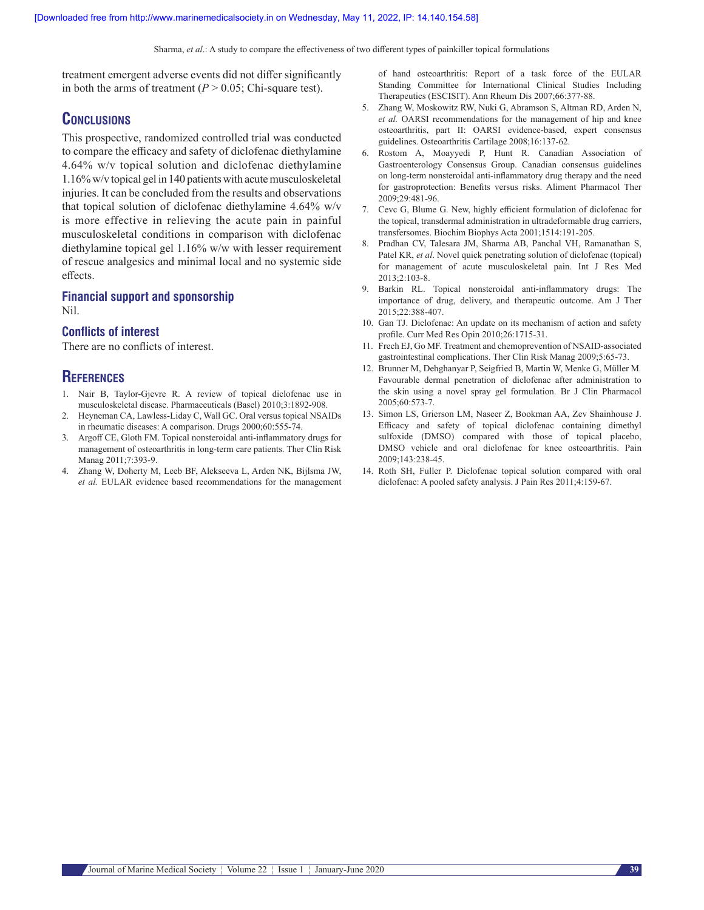treatment emergent adverse events did not differ significantly in both the arms of treatment ($P > 0.05$; Chi-square test).

## Conclusions

This prospective, randomized controlled trial was conducted to compare the efficacy and safety of diclofenac diethylamine 4.64% w/v topical solution and diclofenac diethylamine 1.16% w/v topical gel in 140 patients with acute musculoskeletal injuries. It can be concluded from the results and observations that topical solution of diclofenac diethylamine 4.64% w/v is more effective in relieving the acute pain in painful musculoskeletal conditions in comparison with diclofenac diethylamine topical gel 1.16% w/w with lesser requirement of rescue analgesics and minimal local and no systemic side effects.

### Financial support and sponsorship

Nil.

### Conflicts of interest

There are no conflicts of interest.

## References

1. Nair B, Taylor-Gjevre R. A review of topical diclofenac use in musculoskeletal disease. Pharmaceuticals (Basel) 2010;3:1892-908.
2. Heyneman CA, Lawless-Liday C, Wall GC. Oral versus topical NSAIDs in rheumatic diseases: A comparison. Drugs 2000;60:555-74.
3. Argoff CE, Gloth FM. Topical nonsteroidal anti-inflammatory drugs for management of osteoarthritis in long-term care patients. Ther Clin Risk Manag 2011;7:393-9.
4. Zhang W, Doherty M, Leeb BF, Alekseeva L, Arden NK, Bijlsma JW, *et al.* EULAR evidence based recommendations for the management of hand osteoarthritis: Report of a task force of the EULAR Standing Committee for International Clinical Studies Including Therapeutics (ESCISIT). Ann Rheum Dis 2007;66:377-88.
5. Zhang W, Moskowitz RW, Nuki G, Abramson S, Altman RD, Arden N, *et al.* OARSI recommendations for the management of hip and knee osteoarthritis, part II: OARSI evidence-based, expert consensus guidelines. Osteoarthritis Cartilage 2008;16:137-62.
6. Rostom A, Moayyedi P, Hunt R. Canadian Association of Gastroenterology Consensus Group. Canadian consensus guidelines on long-term nonsteroidal anti-inflammatory drug therapy and the need for gastroprotection: Benefits versus risks. Aliment Pharmacol Ther 2009;29:481-96.
7. Cevc G, Blume G. New, highly efficient formulation of diclofenac for the topical, transdermal administration in ultradeformable drug carriers, transfersomes. Biochim Biophys Acta 2001;1514:191-205.
8. Pradhan CV, Talesara JM, Sharma AB, Panchal VH, Ramanathan S, Patel KR, *et al*. Novel quick penetrating solution of diclofenac (topical) for management of acute musculoskeletal pain. Int J Res Med 2013;2:103-8.
9. Barkin RL. Topical nonsteroidal anti-inflammatory drugs: The importance of drug, delivery, and therapeutic outcome. Am J Ther 2015;22:388-407.
10. Gan TJ. Diclofenac: An update on its mechanism of action and safety profile. Curr Med Res Opin 2010;26:1715-31.
11. Frech EJ, Go MF. Treatment and chemoprevention of NSAID-associated gastrointestinal complications. Ther Clin Risk Manag 2009;5:65-73.
12. Brunner M, Dehghanyar P, Seigfried B, Martin W, Menke G, Müller M. Favourable dermal penetration of diclofenac after administration to the skin using a novel spray gel formulation. Br J Clin Pharmacol 2005;60:573-7.
13. Simon LS, Grierson LM, Naseer Z, Bookman AA, Zev Shainhouse J. Efficacy and safety of topical diclofenac containing dimethyl sulfoxide (DMSO) compared with those of topical placebo, DMSO vehicle and oral diclofenac for knee osteoarthritis. Pain 2009;143:238-45.
14. Roth SH, Fuller P. Diclofenac topical solution compared with oral diclofenac: A pooled safety analysis. J Pain Res 2011;4:159-67.